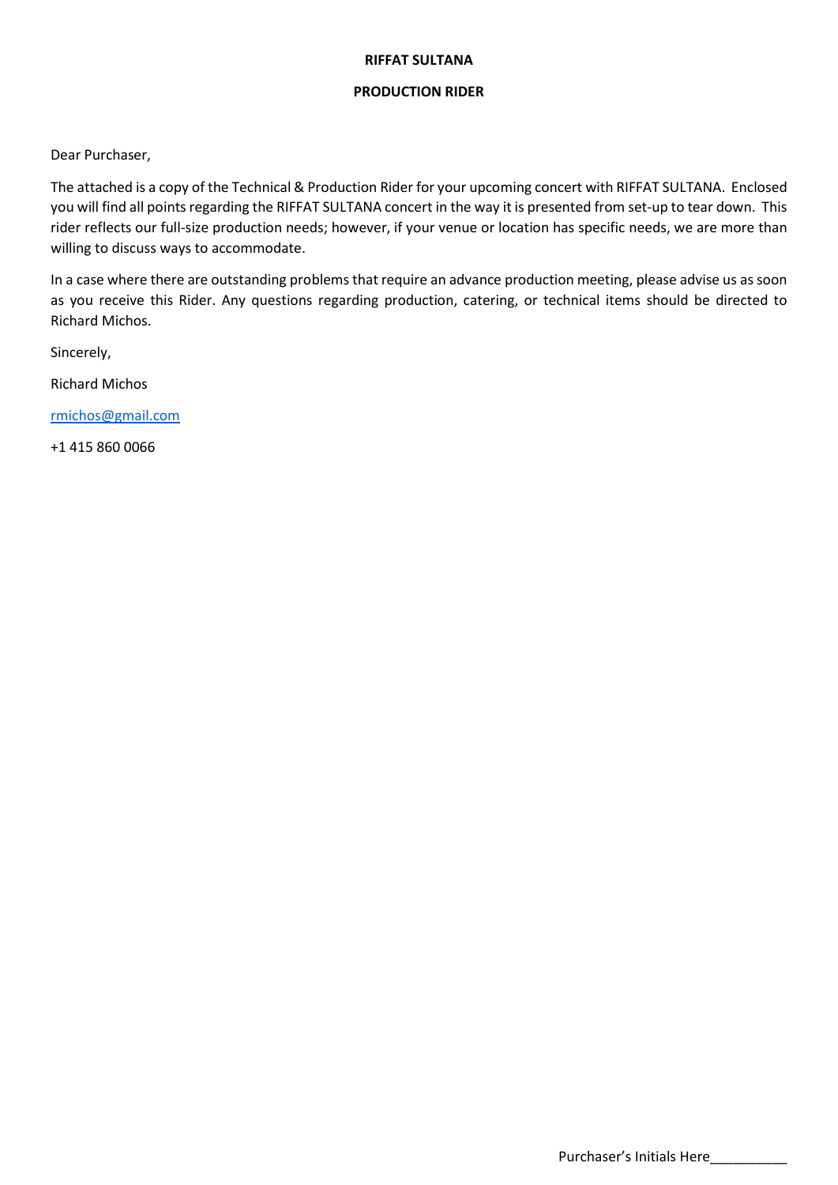# RIFFAT SULTANA

## PRODUCTION RIDER

Dear Purchaser,

The attached is a copy of the Technical & Production Rider for your upcoming concert with RIFFAT SULTANA. Enclosed you will find all points regarding the RIFFAT SULTANA concert in the way it is presented from set-up to tear down. This rider reflects our full-size production needs; however, if your venue or location has specific needs, we are more than willing to discuss ways to accommodate.

In a case where there are outstanding problems that require an advance production meeting, please advise us as soon as you receive this Rider. Any questions regarding production, catering, or technical items should be directed to Richard Michos.

Sincerely,

Richard Michos

[rmichos@gmail.com](mailto:rmichos@gmail.com)

+1 415 860 0066

Purchaser's Initials Here__________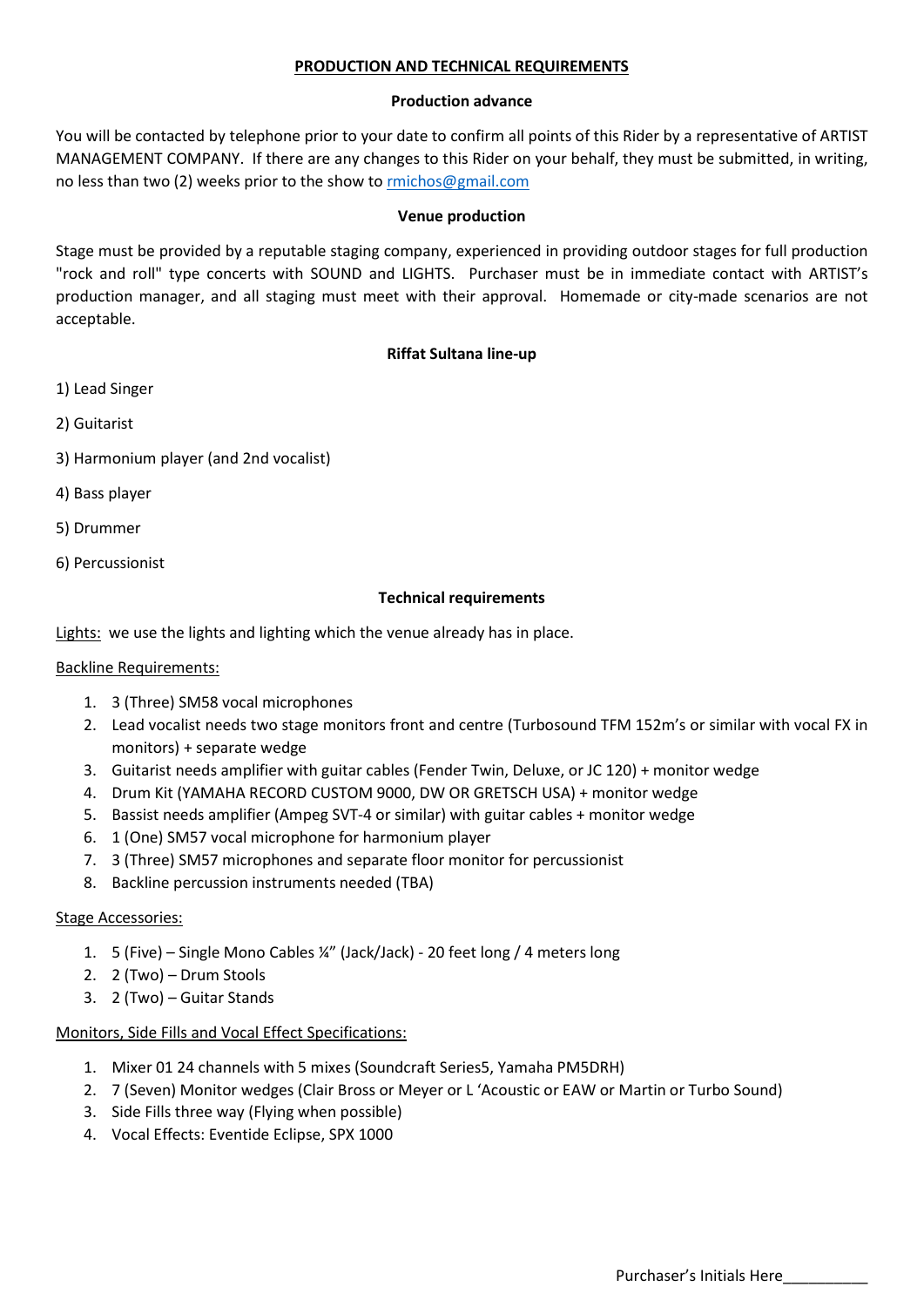# PRODUCTION AND TECHNICAL REQUIREMENTS

## Production advance

You will be contacted by telephone prior to your date to confirm all points of this Rider by a representative of ARTIST MANAGEMENT COMPANY. If there are any changes to this Rider on your behalf, they must be submitted, in writing, no less than two (2) weeks prior to the show to rmichos@gmail.com

## Venue production

Stage must be provided by a reputable staging company, experienced in providing outdoor stages for full production "rock and roll" type concerts with SOUND and LIGHTS. Purchaser must be in immediate contact with ARTIST's production manager, and all staging must meet with their approval. Homemade or city-made scenarios are not acceptable.

## Riffat Sultana line-up

1) Lead Singer

2) Guitarist

3) Harmonium player (and 2nd vocalist)

4) Bass player

5) Drummer

6) Percussionist

## Technical requirements

Lights: we use the lights and lighting which the venue already has in place.

Backline Requirements:

1. 3 (Three) SM58 vocal microphones
2. Lead vocalist needs two stage monitors front and centre (Turbosound TFM 152m's or similar with vocal FX in monitors) + separate wedge
3. Guitarist needs amplifier with guitar cables (Fender Twin, Deluxe, or JC 120) + monitor wedge
4. Drum Kit (YAMAHA RECORD CUSTOM 9000, DW OR GRETSCH USA) + monitor wedge
5. Bassist needs amplifier (Ampeg SVT-4 or similar) with guitar cables + monitor wedge
6. 1 (One) SM57 vocal microphone for harmonium player
7. 3 (Three) SM57 microphones and separate floor monitor for percussionist
8. Backline percussion instruments needed (TBA)

Stage Accessories:

1. 5 (Five) – Single Mono Cables ¼" (Jack/Jack) - 20 feet long / 4 meters long
2. 2 (Two) – Drum Stools
3. 2 (Two) – Guitar Stands

Monitors, Side Fills and Vocal Effect Specifications:

1. Mixer 01 24 channels with 5 mixes (Soundcraft Series5, Yamaha PM5DRH)
2. 7 (Seven) Monitor wedges (Clair Bross or Meyer or L 'Acoustic or EAW or Martin or Turbo Sound)
3. Side Fills three way (Flying when possible)
4. Vocal Effects: Eventide Eclipse, SPX 1000

Purchaser's Initials Here__________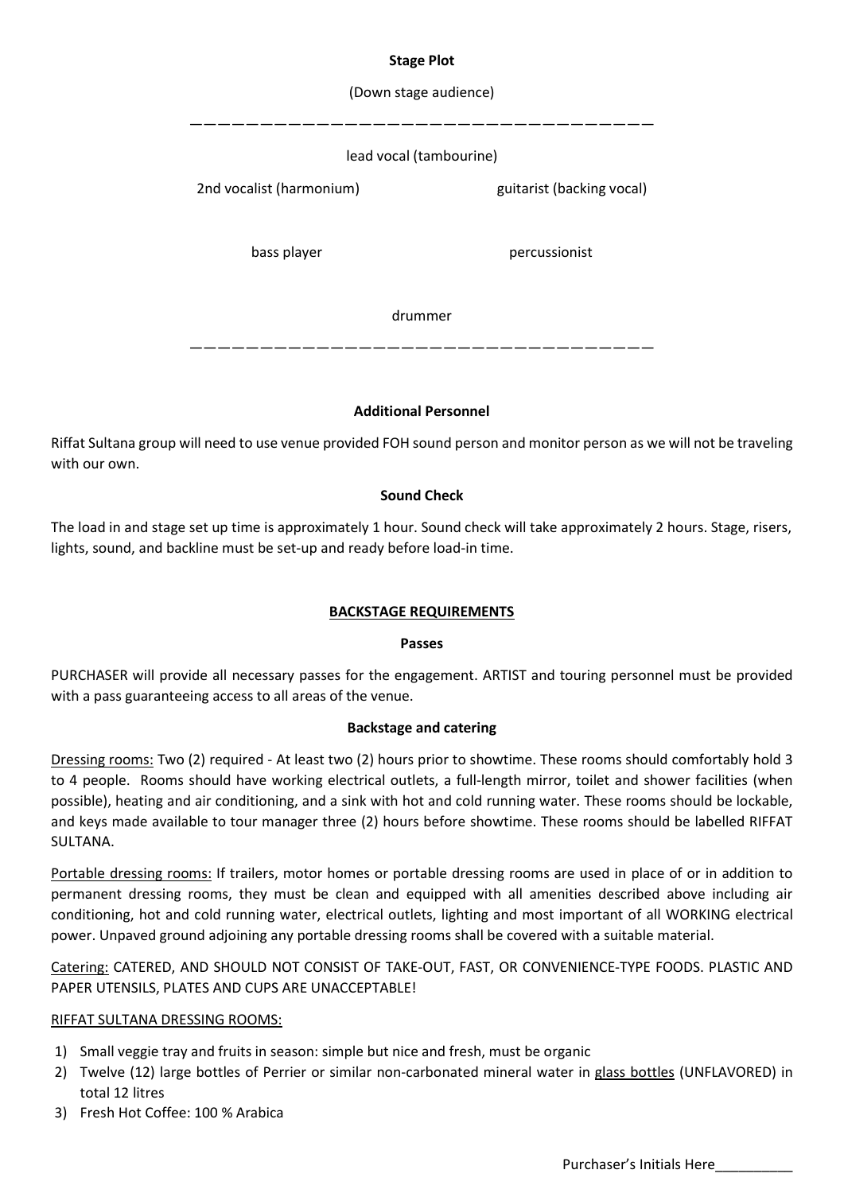**Stage Plot**

(Down stage audience)

———————————————————————————————————

lead vocal (tambourine)

2nd vocalist (harmonium) guitarist (backing vocal)

bass player percussionist

drummer

———————————————————————————————————

**Additional Personnel**

Riffat Sultana group will need to use venue provided FOH sound person and monitor person as we will not be traveling with our own.

**Sound Check**

The load in and stage set up time is approximately 1 hour. Sound check will take approximately 2 hours. Stage, risers, lights, sound, and backline must be set-up and ready before load-in time.

**BACKSTAGE REQUIREMENTS**

**Passes**

PURCHASER will provide all necessary passes for the engagement. ARTIST and touring personnel must be provided with a pass guaranteeing access to all areas of the venue.

**Backstage and catering**

Dressing rooms: Two (2) required - At least two (2) hours prior to showtime. These rooms should comfortably hold 3 to 4 people. Rooms should have working electrical outlets, a full-length mirror, toilet and shower facilities (when possible), heating and air conditioning, and a sink with hot and cold running water. These rooms should be lockable, and keys made available to tour manager three (2) hours before showtime. These rooms should be labelled RIFFAT SULTANA.

Portable dressing rooms: If trailers, motor homes or portable dressing rooms are used in place of or in addition to permanent dressing rooms, they must be clean and equipped with all amenities described above including air conditioning, hot and cold running water, electrical outlets, lighting and most important of all WORKING electrical power. Unpaved ground adjoining any portable dressing rooms shall be covered with a suitable material.

Catering: CATERED, AND SHOULD NOT CONSIST OF TAKE-OUT, FAST, OR CONVENIENCE-TYPE FOODS. PLASTIC AND PAPER UTENSILS, PLATES AND CUPS ARE UNACCEPTABLE!

RIFFAT SULTANA DRESSING ROOMS:

1) Small veggie tray and fruits in season: simple but nice and fresh, must be organic
2) Twelve (12) large bottles of Perrier or similar non-carbonated mineral water in glass bottles (UNFLAVORED) in total 12 litres
3) Fresh Hot Coffee: 100 % Arabica

Purchaser's Initials Here__________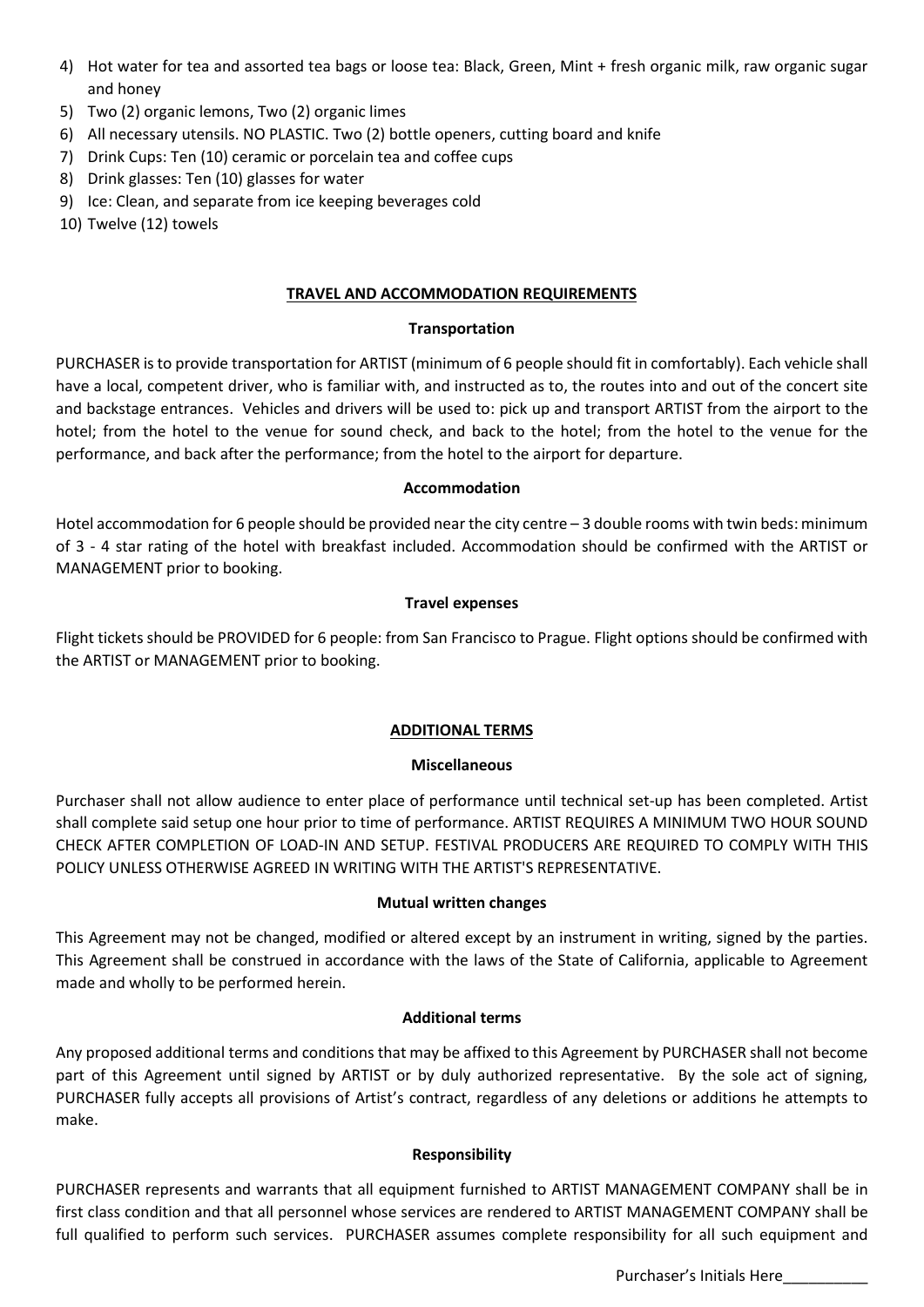4) Hot water for tea and assorted tea bags or loose tea: Black, Green, Mint + fresh organic milk, raw organic sugar and honey
5) Two (2) organic lemons, Two (2) organic limes
6) All necessary utensils. NO PLASTIC. Two (2) bottle openers, cutting board and knife
7) Drink Cups: Ten (10) ceramic or porcelain tea and coffee cups
8) Drink glasses: Ten (10) glasses for water
9) Ice: Clean, and separate from ice keeping beverages cold
10) Twelve (12) towels

## TRAVEL AND ACCOMMODATION REQUIREMENTS

### Transportation

PURCHASER is to provide transportation for ARTIST (minimum of 6 people should fit in comfortably). Each vehicle shall have a local, competent driver, who is familiar with, and instructed as to, the routes into and out of the concert site and backstage entrances. Vehicles and drivers will be used to: pick up and transport ARTIST from the airport to the hotel; from the hotel to the venue for sound check, and back to the hotel; from the hotel to the venue for the performance, and back after the performance; from the hotel to the airport for departure.

### Accommodation

Hotel accommodation for 6 people should be provided near the city centre – 3 double rooms with twin beds: minimum of 3 - 4 star rating of the hotel with breakfast included. Accommodation should be confirmed with the ARTIST or MANAGEMENT prior to booking.

### Travel expenses

Flight tickets should be PROVIDED for 6 people: from San Francisco to Prague. Flight options should be confirmed with the ARTIST or MANAGEMENT prior to booking.

## ADDITIONAL TERMS

### Miscellaneous

Purchaser shall not allow audience to enter place of performance until technical set-up has been completed. Artist shall complete said setup one hour prior to time of performance. ARTIST REQUIRES A MINIMUM TWO HOUR SOUND CHECK AFTER COMPLETION OF LOAD-IN AND SETUP. FESTIVAL PRODUCERS ARE REQUIRED TO COMPLY WITH THIS POLICY UNLESS OTHERWISE AGREED IN WRITING WITH THE ARTIST'S REPRESENTATIVE.

### Mutual written changes

This Agreement may not be changed, modified or altered except by an instrument in writing, signed by the parties. This Agreement shall be construed in accordance with the laws of the State of California, applicable to Agreement made and wholly to be performed herein.

### Additional terms

Any proposed additional terms and conditions that may be affixed to this Agreement by PURCHASER shall not become part of this Agreement until signed by ARTIST or by duly authorized representative. By the sole act of signing, PURCHASER fully accepts all provisions of Artist's contract, regardless of any deletions or additions he attempts to make.

### Responsibility

PURCHASER represents and warrants that all equipment furnished to ARTIST MANAGEMENT COMPANY shall be in first class condition and that all personnel whose services are rendered to ARTIST MANAGEMENT COMPANY shall be full qualified to perform such services. PURCHASER assumes complete responsibility for all such equipment and

Purchaser's Initials Here__________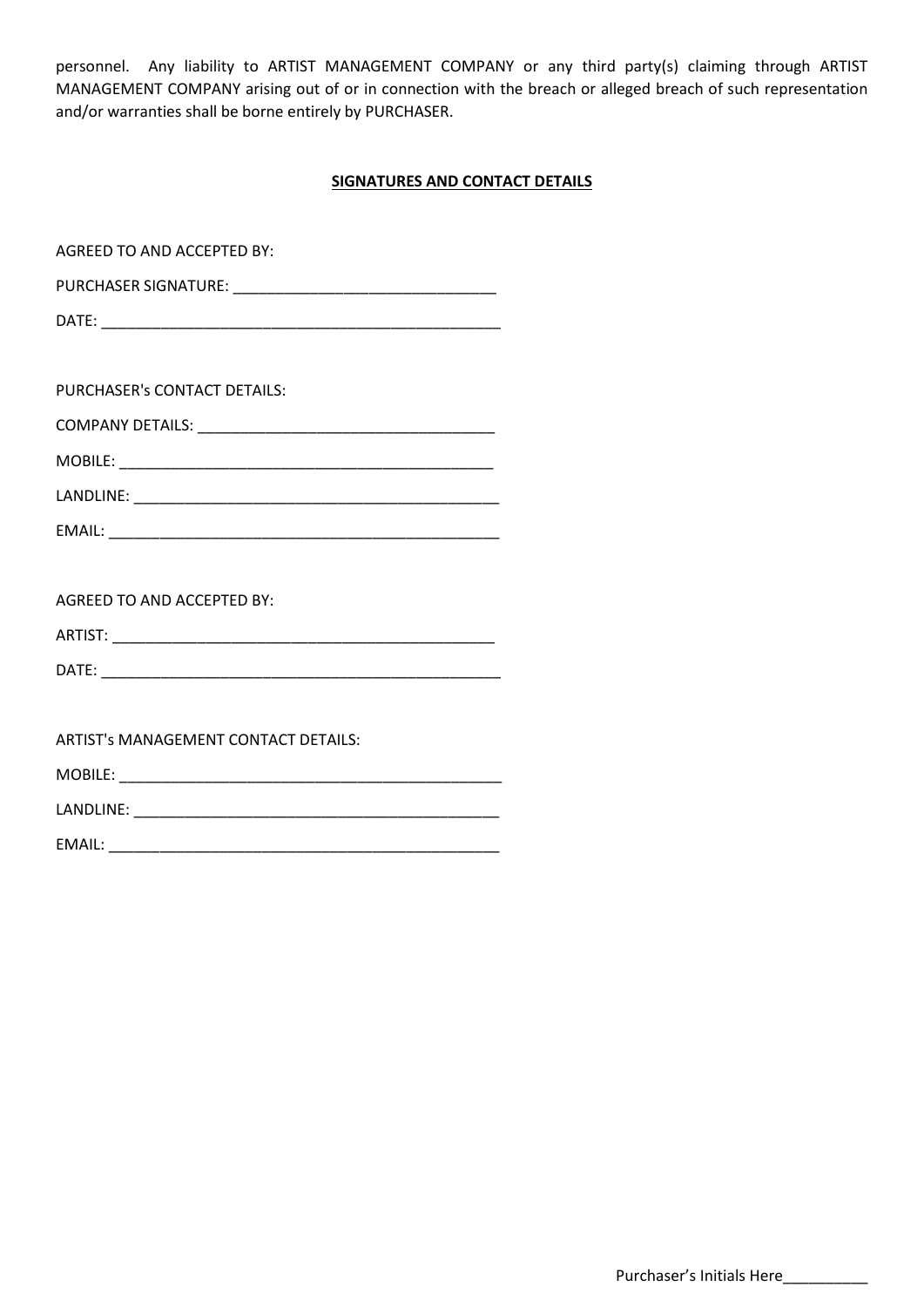personnel. Any liability to ARTIST MANAGEMENT COMPANY or any third party(s) claiming through ARTIST MANAGEMENT COMPANY arising out of or in connection with the breach or alleged breach of such representation and/or warranties shall be borne entirely by PURCHASER.

## **SIGNATURES AND CONTACT DETAILS**

AGREED TO AND ACCEPTED BY:

PURCHASER SIGNATURE: ________________________________

DATE: __________________________________________________

PURCHASER's CONTACT DETAILS:

COMPANY DETAILS: _____________________________________

MOBILE: _______________________________________________

LANDLINE: _____________________________________________

EMAIL: _________________________________________________

AGREED TO AND ACCEPTED BY:

ARTIST: ________________________________________________

DATE: __________________________________________________

ARTIST's MANAGEMENT CONTACT DETAILS:

MOBILE: ________________________________________________

LANDLINE: ______________________________________________

EMAIL: _________________________________________________

Purchaser's Initials Here__________